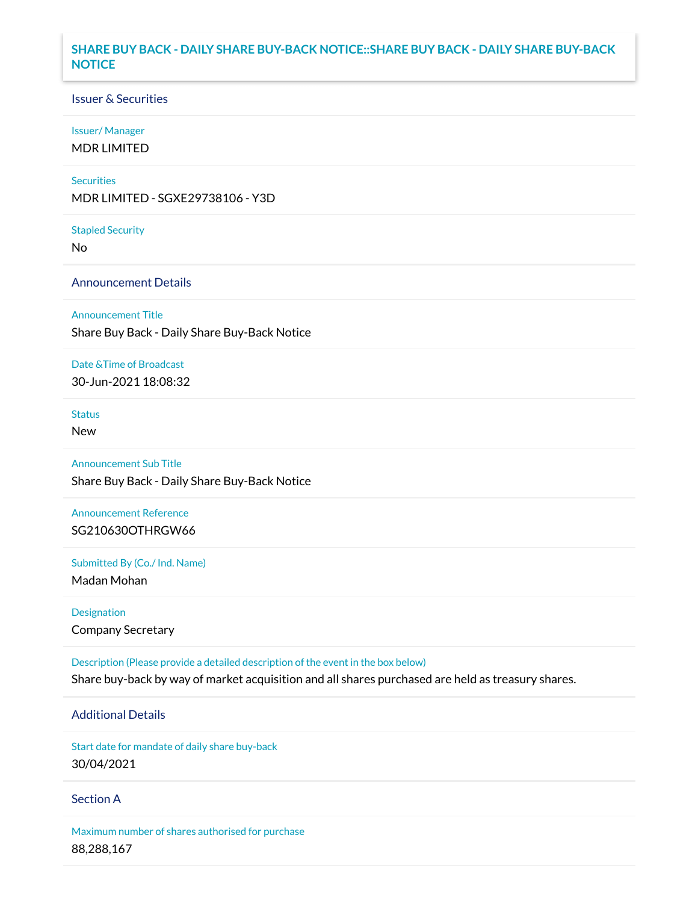# SHARE BUY BACK - DAILY SHARE BUY-BACK NOTICE::SHARE BUY BACK - DAILY SHARE BUY-BACK NOTICE

## Issuer & Securities

**Issuer/ Manager**

MDR LIMITED

**Securities**

MDR LIMITED - SGXE29738106 - Y3D

**Stapled Security**

No

## Announcement Details

**Announcement Title**

Share Buy Back - Daily Share Buy-Back Notice

**Date &Time of Broadcast**

30-Jun-2021 18:08:32

**Status**

New

**Announcement Sub Title**

Share Buy Back - Daily Share Buy-Back Notice

**Announcement Reference**

SG210630OTHRGW66

**Submitted By (Co./ Ind. Name)**

Madan Mohan

**Designation**

Company Secretary

**Description (Please provide a detailed description of the event in the box below)**

Share buy-back by way of market acquisition and all shares purchased are held as treasury shares.

## Additional Details

**Start date for mandate of daily share buy-back**

30/04/2021

## Section A

**Maximum number of shares authorised for purchase**

88,288,167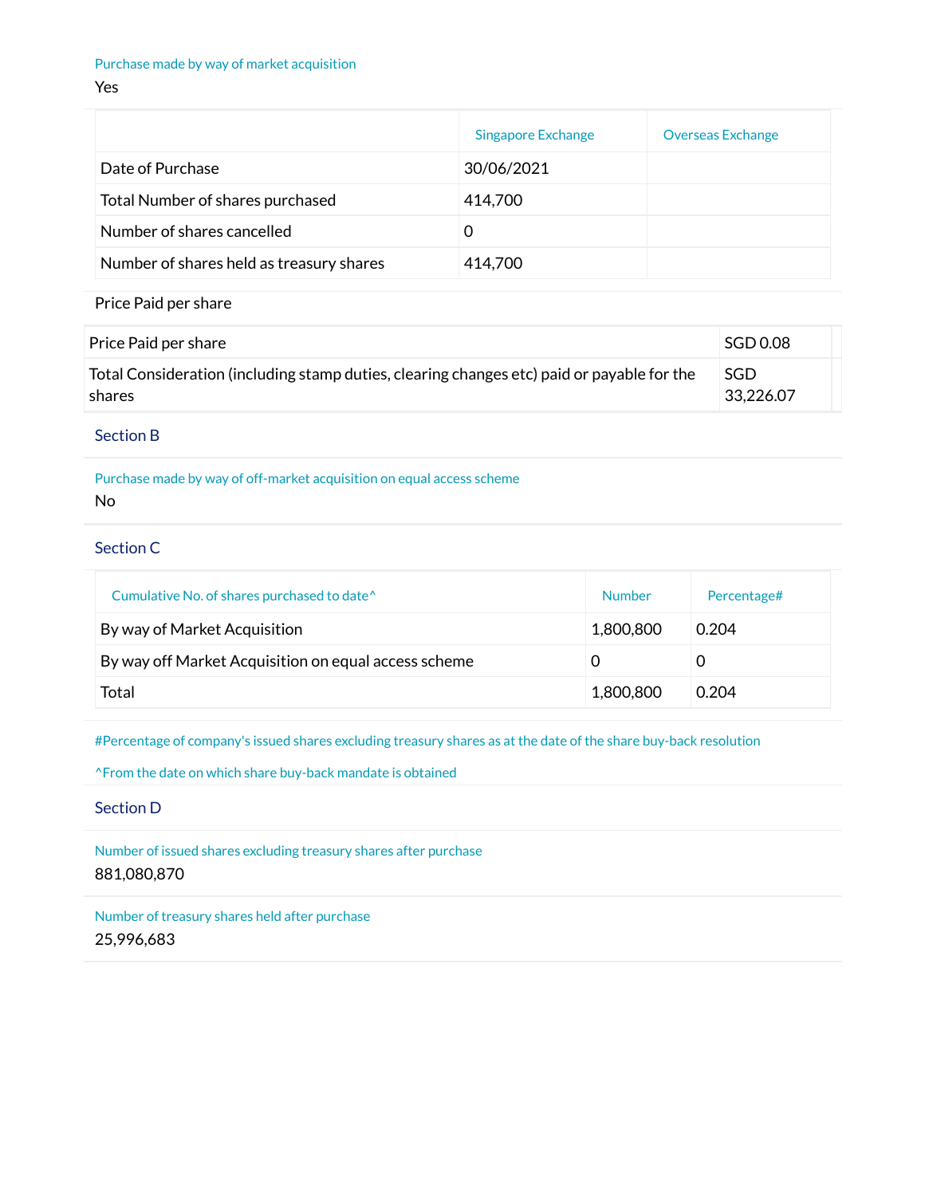Purchase made by way of market acquisition

Yes

| | Singapore Exchange | Overseas Exchange |
|---|---|---|
| Date of Purchase | 30/06/2021 | |
| Total Number of shares purchased | 414,700 | |
| Number of shares cancelled | 0 | |
| Number of shares held as treasury shares | 414,700 | |

Price Paid per share

| | |
|---|---|
| Price Paid per share | SGD 0.08 |
| Total Consideration (including stamp duties, clearing changes etc) paid or payable for the shares | SGD 33,226.07 |

## Section B

Purchase made by way of off-market acquisition on equal access scheme

No

## Section C

| Cumulative No. of shares purchased to date^ | Number | Percentage# |
|---|---|---|
| By way of Market Acquisition | 1,800,800 | 0.204 |
| By way off Market Acquisition on equal access scheme | 0 | 0 |
| Total | 1,800,800 | 0.204 |

#Percentage of company's issued shares excluding treasury shares as at the date of the share buy-back resolution

^From the date on which share buy-back mandate is obtained

## Section D

Number of issued shares excluding treasury shares after purchase

881,080,870

Number of treasury shares held after purchase

25,996,683